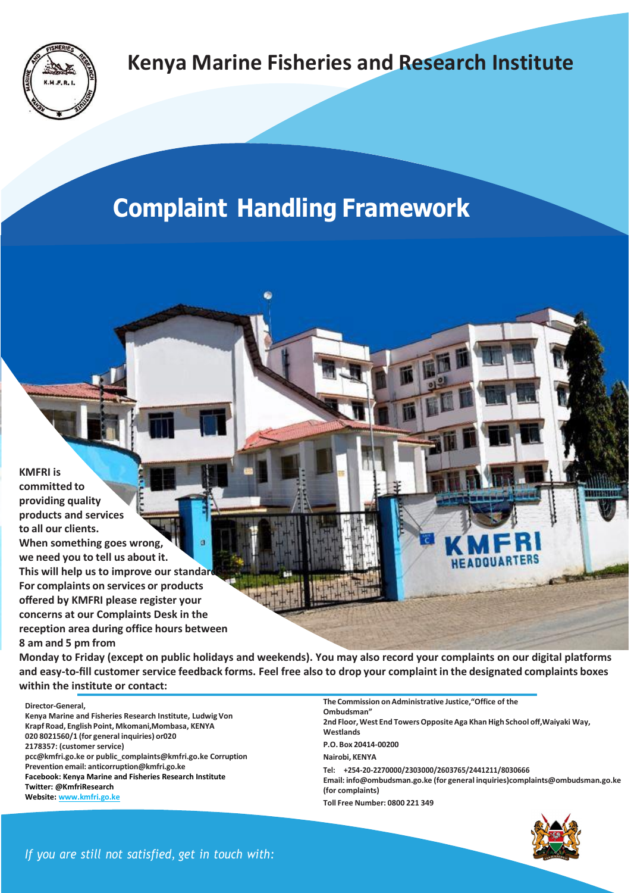# Kenya Marine Fisheries and Research Institute

## Complaint Handling Framework

**KMFRI is committed to providing quality products and services to all our clients. When something goes wrong, we need you to tell us about it. This will help us to improve our standards. For complaints on services or products offered by KMFRI please register your concerns at our Complaints Desk in the reception area during office hours between 8 am and 5 pm from Monday to Friday (except on public holidays and weekends). You may also record your complaints on our digital platforms and easy-to-fill customer service feedback forms. Feel free also to drop your complaint in the designated complaints boxes within the institute or contact:**

**Director-General,**
**Kenya Marine and Fisheries Research Institute, Ludwig Von Krapf Road, English Point, Mkomani, Mombasa, KENYA**
**020 8021560/1 (for general inquiries) or020**
**2178357: (customer service)**
**pcc@kmfri.go.ke or public_complaints@kmfri.go.ke Corruption Prevention email: anticorruption@kmfri.go.ke**
**Facebook: Kenya Marine and Fisheries Research Institute**
**Twitter: @KmfriResearch**
**Website: www.kmfri.go.ke**

*If you are still not satisfied, get in touch with:*

**The Commission on Administrative Justice, "Office of the Ombudsman"**
**2nd Floor, West End Towers Opposite Aga Khan High School off, Waiyaki Way, Westlands**

**P.O. Box 20414-00200**

**Nairobi, KENYA**

**Tel: +254-20-2270000/2303000/2603765/2441211/8030666**
**Email: info@ombudsman.go.ke (for general inquiries) complaints@ombudsman.go.ke (for complaints)**

**Toll Free Number: 0800 221 349**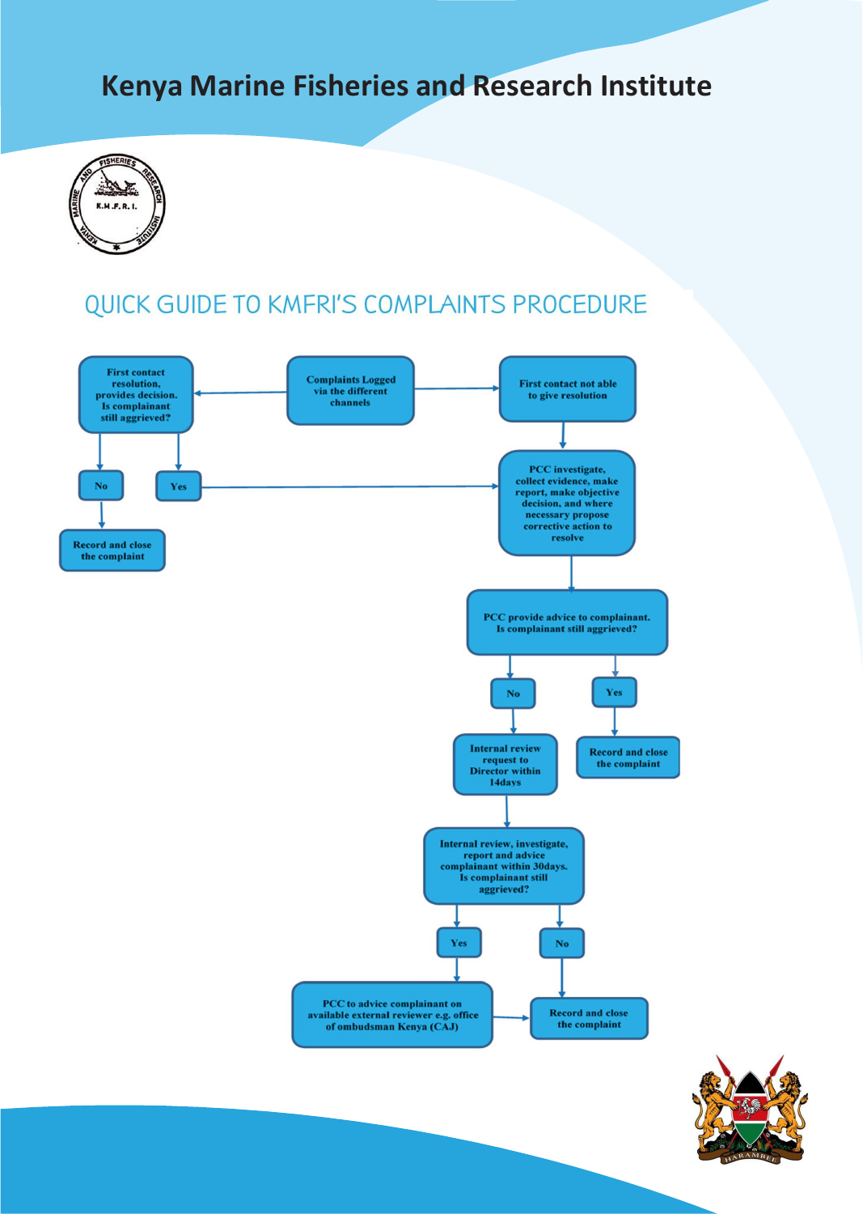# Kenya Marine Fisheries and Research Institute

## QUICK GUIDE TO KMFRI'S COMPLAINTS PROCEDURE

Complaints Logged via the different channels

First contact resolution, provides decision. Is complainant still aggrieved?

No

Record and close the complaint

Yes

First contact not able to give resolution

PCC investigate, collect evidence, make report, make objective decision, and where necessary propose corrective action to resolve

PCC provide advice to complainant. Is complainant still aggrieved?

No

Internal review request to Director within 14days

Yes

Record and close the complaint

Internal review, investigate, report and advice complainant within 30days. Is complainant still aggrieved?

Yes

PCC to advice complainant on available external reviewer e.g. office of ombudsman Kenya (CAJ)

No

Record and close the complaint